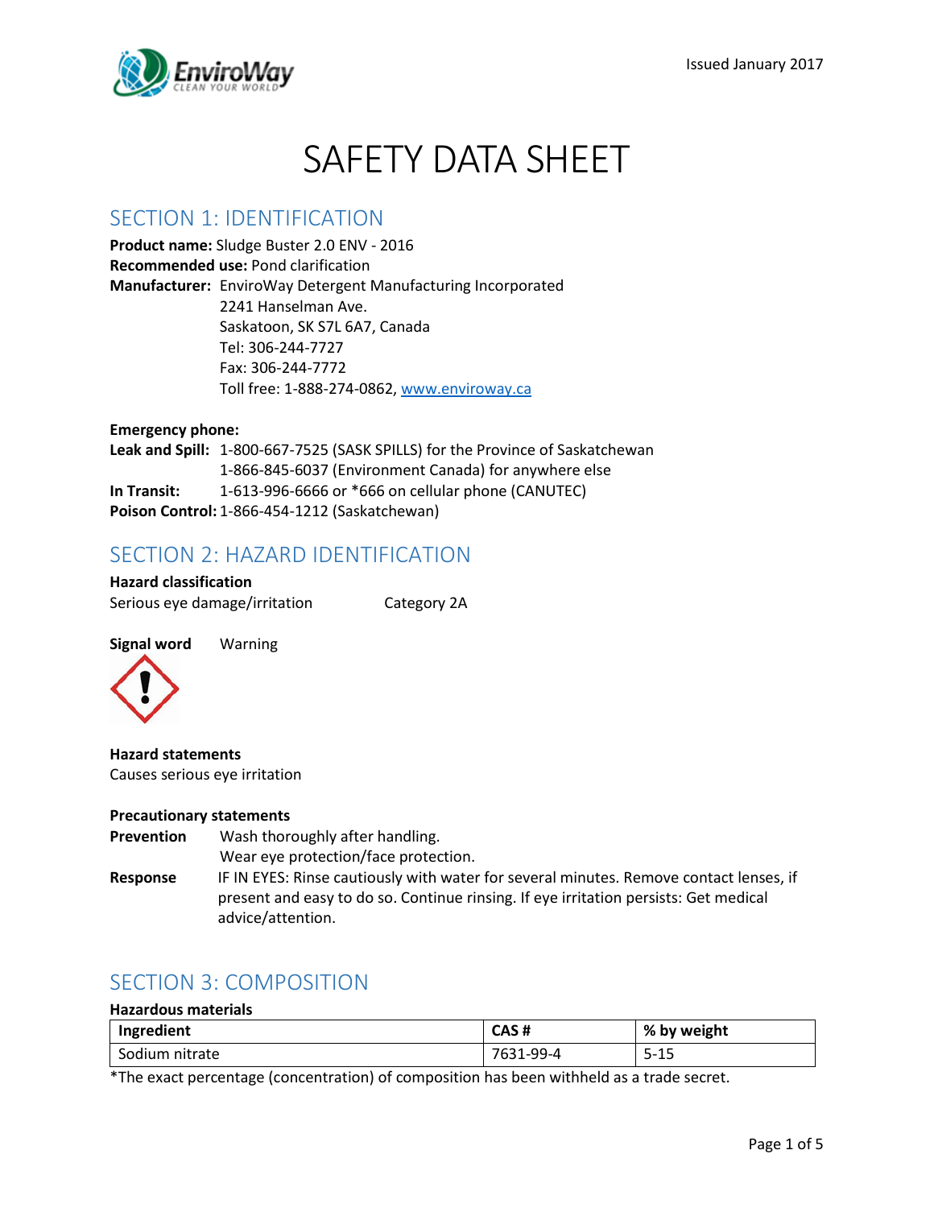Issued January 2017

# SAFETY DATA SHEET

## SECTION 1: IDENTIFICATION

**Product name:** Sludge Buster 2.0 ENV - 2016
**Recommended use:** Pond clarification
**Manufacturer:** EnviroWay Detergent Manufacturing Incorporated
2241 Hanselman Ave.
Saskatoon, SK S7L 6A7, Canada
Tel: 306-244-7727
Fax: 306-244-7772
Toll free: 1-888-274-0862, www.enviroway.ca

**Emergency phone:**
**Leak and Spill:** 1-800-667-7525 (SASK SPILLS) for the Province of Saskatchewan
1-866-845-6037 (Environment Canada) for anywhere else
**In Transit:** 1-613-996-6666 or *666 on cellular phone (CANUTEC)
**Poison Control:** 1-866-454-1212 (Saskatchewan)

## SECTION 2: HAZARD IDENTIFICATION

**Hazard classification**
Serious eye damage/irritation Category 2A

**Signal word** Warning

**Hazard statements**
Causes serious eye irritation

**Precautionary statements**
**Prevention** Wash thoroughly after handling.
Wear eye protection/face protection.
**Response** IF IN EYES: Rinse cautiously with water for several minutes. Remove contact lenses, if present and easy to do so. Continue rinsing. If eye irritation persists: Get medical advice/attention.

## SECTION 3: COMPOSITION

**Hazardous materials**

| Ingredient | CAS # | % by weight |
|---|---|---|
| Sodium nitrate | 7631-99-4 | 5-15 |

*The exact percentage (concentration) of composition has been withheld as a trade secret.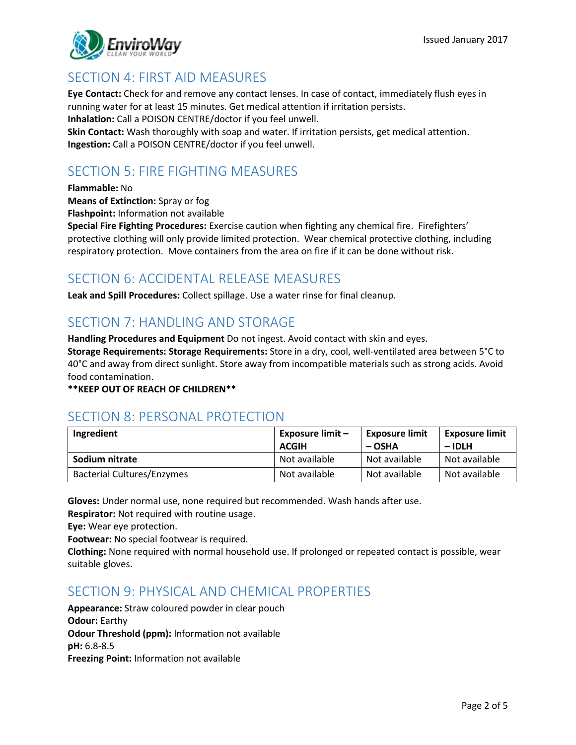## SECTION 4: FIRST AID MEASURES

**Eye Contact:** Check for and remove any contact lenses. In case of contact, immediately flush eyes in running water for at least 15 minutes. Get medical attention if irritation persists.
**Inhalation:** Call a POISON CENTRE/doctor if you feel unwell.
**Skin Contact:** Wash thoroughly with soap and water. If irritation persists, get medical attention.
**Ingestion:** Call a POISON CENTRE/doctor if you feel unwell.

## SECTION 5: FIRE FIGHTING MEASURES

**Flammable:** No
**Means of Extinction:** Spray or fog
**Flashpoint:** Information not available
**Special Fire Fighting Procedures:** Exercise caution when fighting any chemical fire. Firefighters' protective clothing will only provide limited protection. Wear chemical protective clothing, including respiratory protection. Move containers from the area on fire if it can be done without risk.

## SECTION 6: ACCIDENTAL RELEASE MEASURES

**Leak and Spill Procedures:** Collect spillage. Use a water rinse for final cleanup.

## SECTION 7: HANDLING AND STORAGE

**Handling Procedures and Equipment** Do not ingest. Avoid contact with skin and eyes.
**Storage Requirements: Storage Requirements:** Store in a dry, cool, well-ventilated area between 5°C to 40°C and away from direct sunlight. Store away from incompatible materials such as strong acids. Avoid food contamination.
****KEEP OUT OF REACH OF CHILDREN****

## SECTION 8: PERSONAL PROTECTION

| Ingredient | Exposure limit – ACGIH | Exposure limit – OSHA | Exposure limit – IDLH |
|---|---|---|---|
| **Sodium nitrate** | Not available | Not available | Not available |
| Bacterial Cultures/Enzymes | Not available | Not available | Not available |

**Gloves:** Under normal use, none required but recommended. Wash hands after use.
**Respirator:** Not required with routine usage.
**Eye:** Wear eye protection.
**Footwear:** No special footwear is required.
**Clothing:** None required with normal household use. If prolonged or repeated contact is possible, wear suitable gloves.

## SECTION 9: PHYSICAL AND CHEMICAL PROPERTIES

**Appearance:** Straw coloured powder in clear pouch
**Odour:** Earthy
**Odour Threshold (ppm):** Information not available
**pH:** 6.8-8.5
**Freezing Point:** Information not available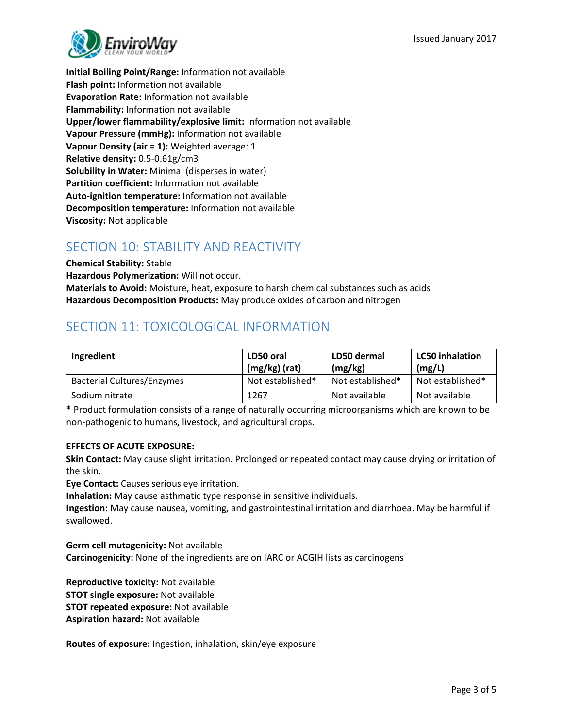**Initial Boiling Point/Range:** Information not available
**Flash point:** Information not available
**Evaporation Rate:** Information not available
**Flammability:** Information not available
**Upper/lower flammability/explosive limit:** Information not available
**Vapour Pressure (mmHg):** Information not available
**Vapour Density (air = 1):** Weighted average: 1
**Relative density:** 0.5-0.61g/cm3
**Solubility in Water:** Minimal (disperses in water)
**Partition coefficient:** Information not available
**Auto-ignition temperature:** Information not available
**Decomposition temperature:** Information not available
**Viscosity:** Not applicable

## SECTION 10: STABILITY AND REACTIVITY

**Chemical Stability:** Stable
**Hazardous Polymerization:** Will not occur.
**Materials to Avoid:** Moisture, heat, exposure to harsh chemical substances such as acids
**Hazardous Decomposition Products:** May produce oxides of carbon and nitrogen

## SECTION 11: TOXICOLOGICAL INFORMATION

| Ingredient | LD50 oral (mg/kg) (rat) | LD50 dermal (mg/kg) | LC50 inhalation (mg/L) |
|---|---|---|---|
| Bacterial Cultures/Enzymes | Not established* | Not established* | Not established* |
| Sodium nitrate | 1267 | Not available | Not available |

**\*** Product formulation consists of a range of naturally occurring microorganisms which are known to be non-pathogenic to humans, livestock, and agricultural crops.

**EFFECTS OF ACUTE EXPOSURE:**

**Skin Contact:** May cause slight irritation. Prolonged or repeated contact may cause drying or irritation of the skin.
**Eye Contact:** Causes serious eye irritation.
**Inhalation:** May cause asthmatic type response in sensitive individuals.
**Ingestion:** May cause nausea, vomiting, and gastrointestinal irritation and diarrhoea. May be harmful if swallowed.

**Germ cell mutagenicity:** Not available
**Carcinogenicity:** None of the ingredients are on IARC or ACGIH lists as carcinogens

**Reproductive toxicity:** Not available
**STOT single exposure:** Not available
**STOT repeated exposure:** Not available
**Aspiration hazard:** Not available

**Routes of exposure:** Ingestion, inhalation, skin/eye exposure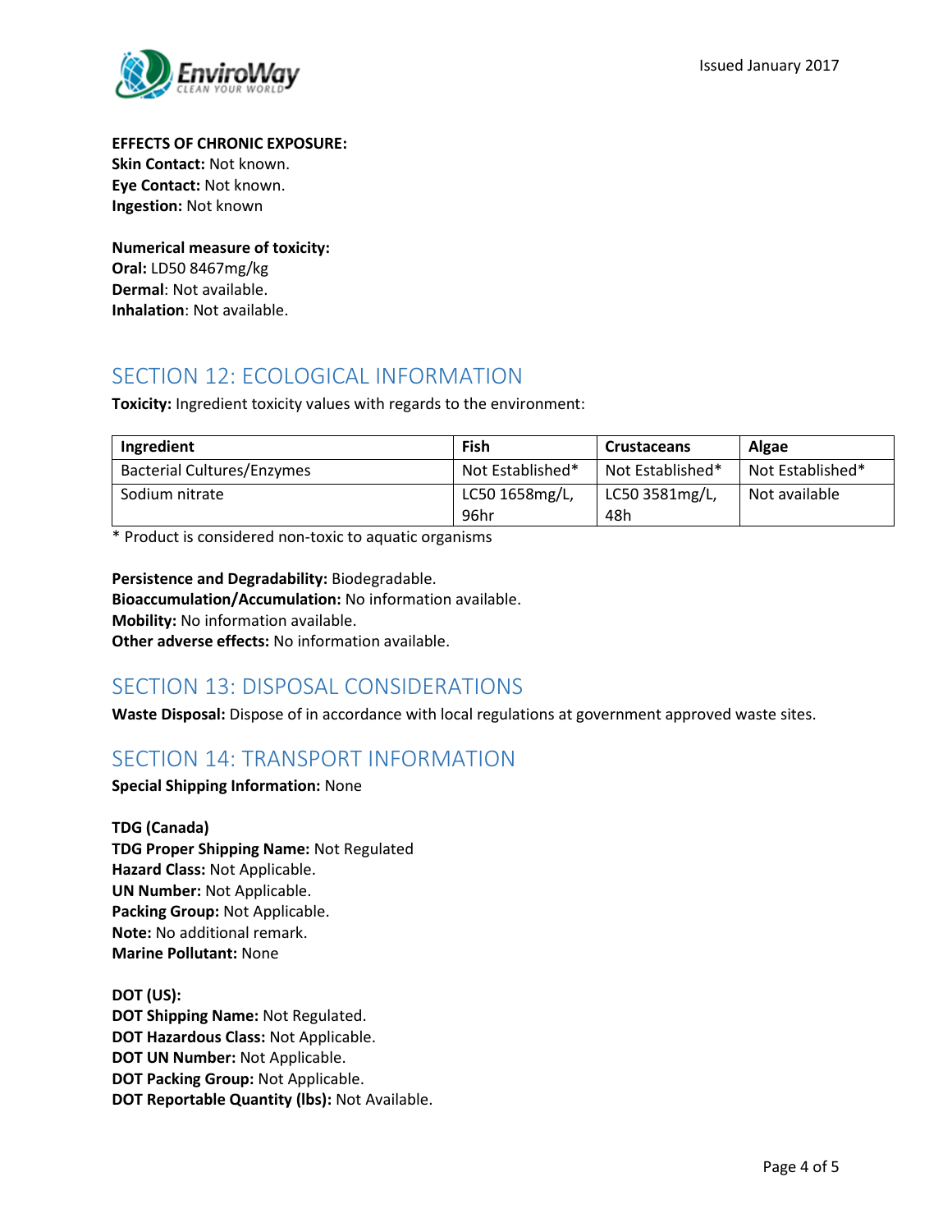**EFFECTS OF CHRONIC EXPOSURE:**
**Skin Contact:** Not known.
**Eye Contact:** Not known.
**Ingestion:** Not known

**Numerical measure of toxicity:**
**Oral:** LD50 8467mg/kg
**Dermal**: Not available.
**Inhalation**: Not available.

## SECTION 12: ECOLOGICAL INFORMATION

**Toxicity:** Ingredient toxicity values with regards to the environment:

| Ingredient | Fish | Crustaceans | Algae |
|---|---|---|---|
| Bacterial Cultures/Enzymes | Not Established* | Not Established* | Not Established* |
| Sodium nitrate | LC50 1658mg/L, 96hr | LC50 3581mg/L, 48h | Not available |

* Product is considered non-toxic to aquatic organisms

**Persistence and Degradability:** Biodegradable.
**Bioaccumulation/Accumulation:** No information available.
**Mobility:** No information available.
**Other adverse effects:** No information available.

## SECTION 13: DISPOSAL CONSIDERATIONS

**Waste Disposal:** Dispose of in accordance with local regulations at government approved waste sites.

## SECTION 14: TRANSPORT INFORMATION

**Special Shipping Information:** None

**TDG (Canada)**
**TDG Proper Shipping Name:** Not Regulated
**Hazard Class:** Not Applicable.
**UN Number:** Not Applicable.
**Packing Group:** Not Applicable.
**Note:** No additional remark.
**Marine Pollutant:** None

**DOT (US):**
**DOT Shipping Name:** Not Regulated.
**DOT Hazardous Class:** Not Applicable.
**DOT UN Number:** Not Applicable.
**DOT Packing Group:** Not Applicable.
**DOT Reportable Quantity (lbs):** Not Available.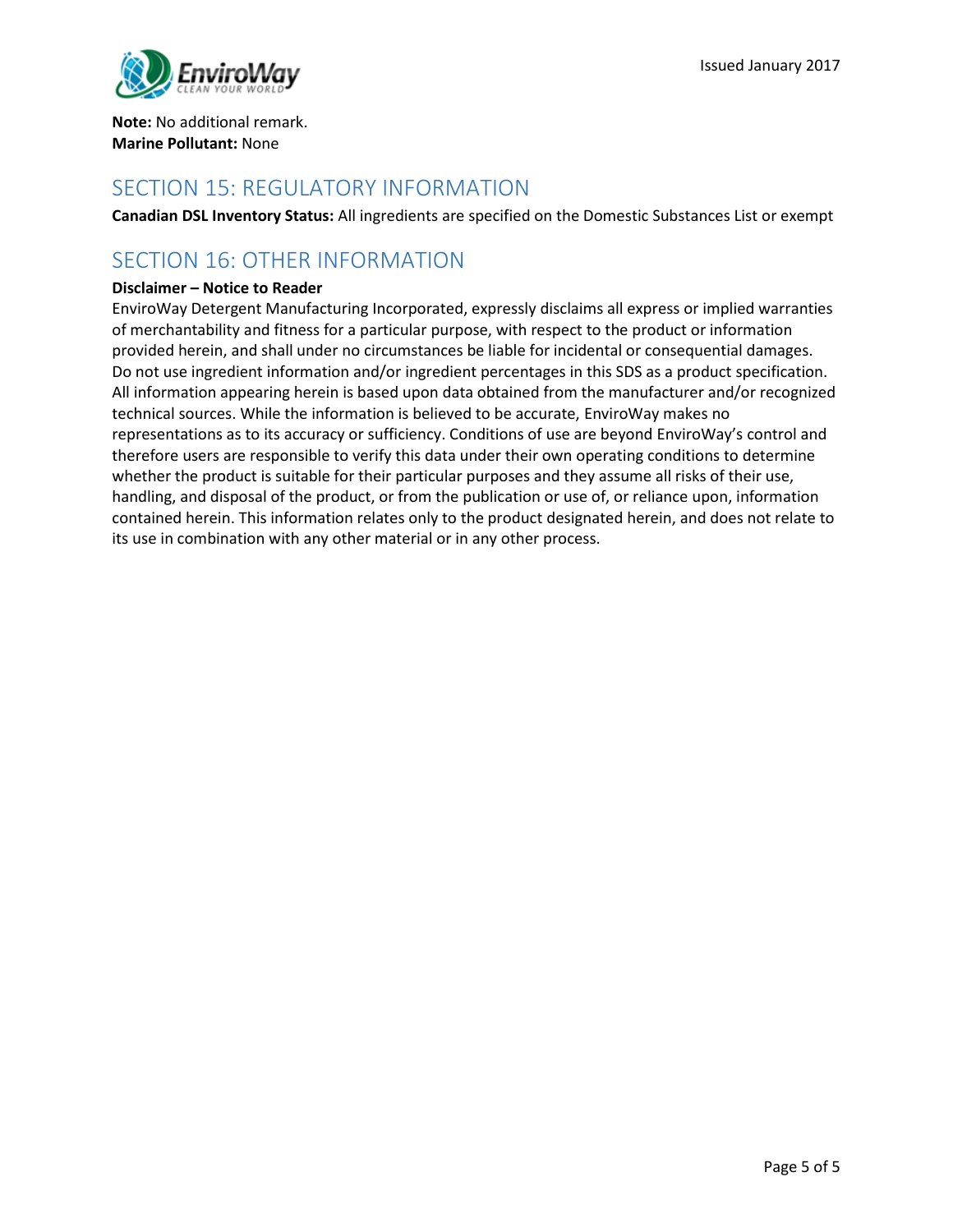**Note:** No additional remark.
**Marine Pollutant:** None

## SECTION 15: REGULATORY INFORMATION

**Canadian DSL Inventory Status:** All ingredients are specified on the Domestic Substances List or exempt

## SECTION 16: OTHER INFORMATION

**Disclaimer – Notice to Reader**

EnviroWay Detergent Manufacturing Incorporated, expressly disclaims all express or implied warranties of merchantability and fitness for a particular purpose, with respect to the product or information provided herein, and shall under no circumstances be liable for incidental or consequential damages. Do not use ingredient information and/or ingredient percentages in this SDS as a product specification. All information appearing herein is based upon data obtained from the manufacturer and/or recognized technical sources. While the information is believed to be accurate, EnviroWay makes no representations as to its accuracy or sufficiency. Conditions of use are beyond EnviroWay's control and therefore users are responsible to verify this data under their own operating conditions to determine whether the product is suitable for their particular purposes and they assume all risks of their use, handling, and disposal of the product, or from the publication or use of, or reliance upon, information contained herein. This information relates only to the product designated herein, and does not relate to its use in combination with any other material or in any other process.